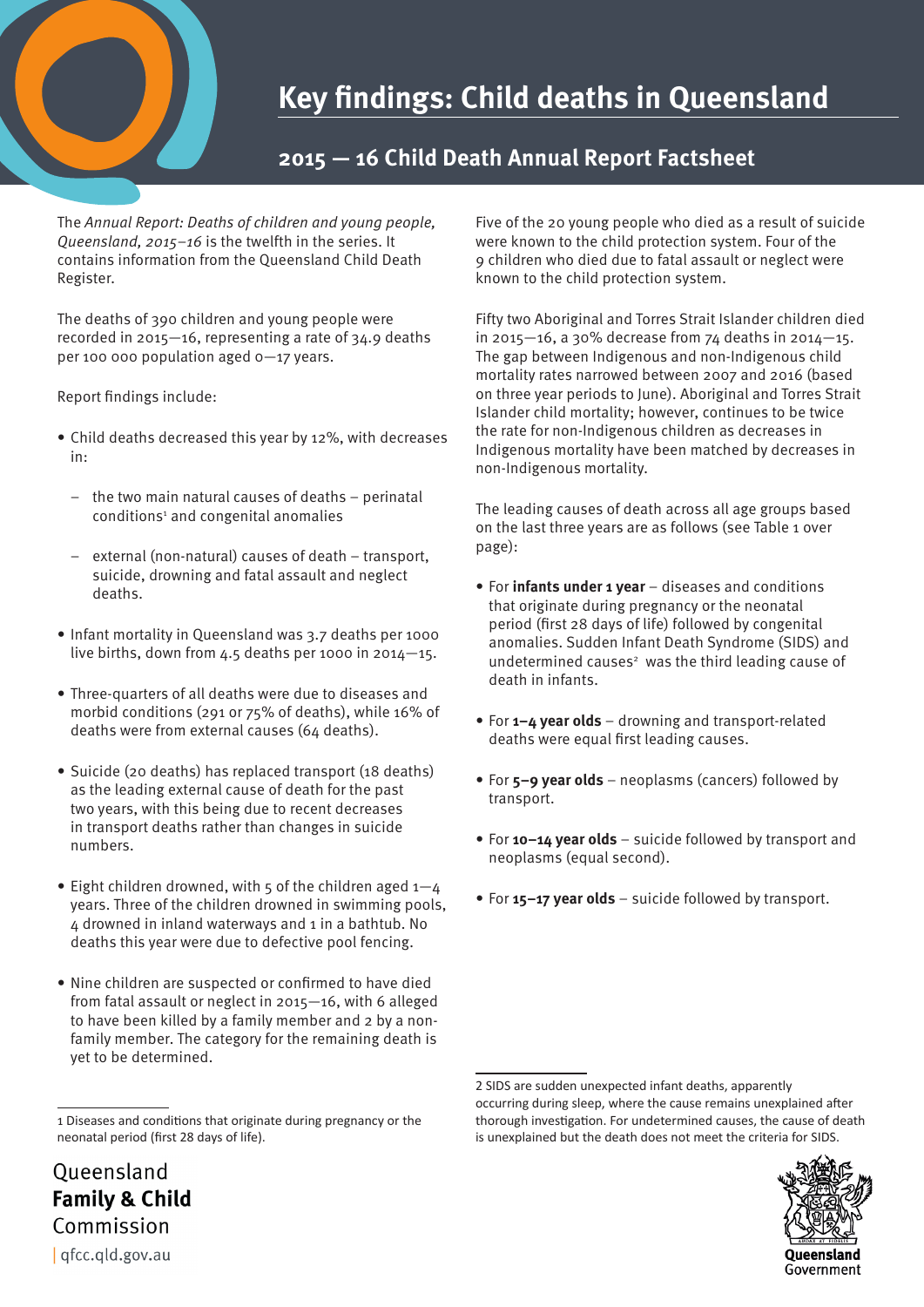# Key findings: Child deaths in Queensland

## 2015 — 16 Child Death Annual Report Factsheet

The *Annual Report: Deaths of children and young people, Queensland, 2015–16* is the twelfth in the series. It contains information from the Queensland Child Death Register.

The deaths of 390 children and young people were recorded in 2015—16, representing a rate of 34.9 deaths per 100 000 population aged 0—17 years.

Report findings include:

- Child deaths decreased this year by 12%, with decreases in:
  - the two main natural causes of deaths – perinatal conditions[1] and congenital anomalies
  - external (non-natural) causes of death – transport, suicide, drowning and fatal assault and neglect deaths.
- Infant mortality in Queensland was 3.7 deaths per 1000 live births, down from 4.5 deaths per 1000 in 2014—15.
- Three-quarters of all deaths were due to diseases and morbid conditions (291 or 75% of deaths), while 16% of deaths were from external causes (64 deaths).
- Suicide (20 deaths) has replaced transport (18 deaths) as the leading external cause of death for the past two years, with this being due to recent decreases in transport deaths rather than changes in suicide numbers.
- Eight children drowned, with 5 of the children aged 1—4 years. Three of the children drowned in swimming pools, 4 drowned in inland waterways and 1 in a bathtub. No deaths this year were due to defective pool fencing.
- Nine children are suspected or confirmed to have died from fatal assault or neglect in 2015—16, with 6 alleged to have been killed by a family member and 2 by a non-family member. The category for the remaining death is yet to be determined.

Five of the 20 young people who died as a result of suicide were known to the child protection system. Four of the 9 children who died due to fatal assault or neglect were known to the child protection system.

Fifty two Aboriginal and Torres Strait Islander children died in 2015—16, a 30% decrease from 74 deaths in 2014—15. The gap between Indigenous and non-Indigenous child mortality rates narrowed between 2007 and 2016 (based on three year periods to June). Aboriginal and Torres Strait Islander child mortality; however, continues to be twice the rate for non-Indigenous children as decreases in Indigenous mortality have been matched by decreases in non-Indigenous mortality.

The leading causes of death across all age groups based on the last three years are as follows (see Table 1 over page):

- For **infants under 1 year** – diseases and conditions that originate during pregnancy or the neonatal period (first 28 days of life) followed by congenital anomalies. Sudden Infant Death Syndrome (SIDS) and undetermined causes[2] was the third leading cause of death in infants.
- For **1–4 year olds** – drowning and transport-related deaths were equal first leading causes.
- For **5–9 year olds** – neoplasms (cancers) followed by transport.
- For **10–14 year olds** – suicide followed by transport and neoplasms (equal second).
- For **15–17 year olds** – suicide followed by transport.

---

1 Diseases and conditions that originate during pregnancy or the neonatal period (first 28 days of life).

2 SIDS are sudden unexpected infant deaths, apparently occurring during sleep, where the cause remains unexplained after thorough investigation. For undetermined causes, the cause of death is unexplained but the death does not meet the criteria for SIDS.

Queensland **Family & Child** Commission | qfcc.qld.gov.au

Queensland Government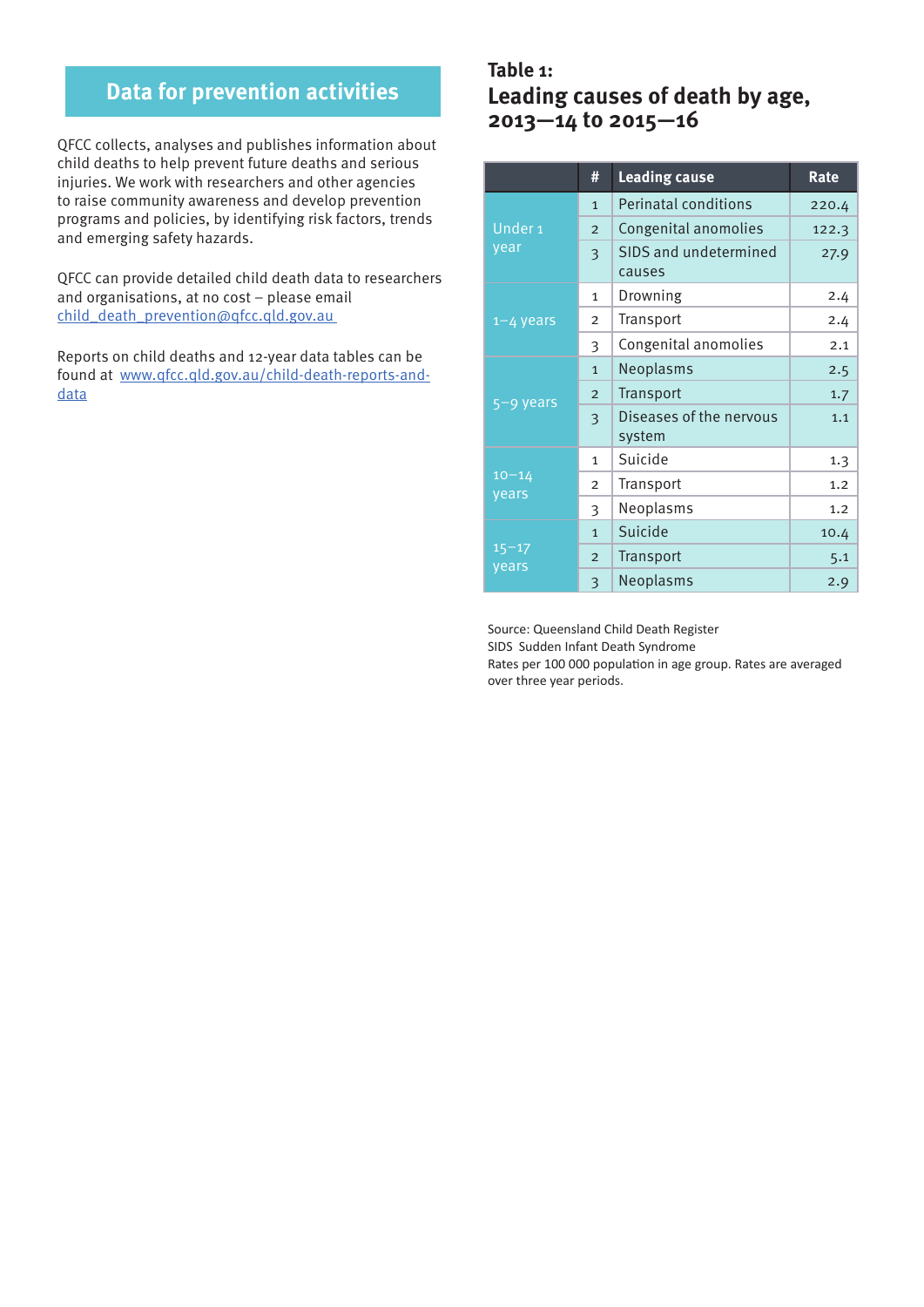## Data for prevention activities

QFCC collects, analyses and publishes information about child deaths to help prevent future deaths and serious injuries. We work with researchers and other agencies to raise community awareness and develop prevention programs and policies, by identifying risk factors, trends and emerging safety hazards.

QFCC can provide detailed child death data to researchers and organisations, at no cost – please email child_death_prevention@qfcc.qld.gov.au

Reports on child deaths and 12-year data tables can be found at www.qfcc.qld.gov.au/child-death-reports-and-data

## Table 1: Leading causes of death by age, 2013—14 to 2015—16

| | # | Leading cause | Rate |
|---|---|---|---|
| Under 1 year | 1 | Perinatal conditions | 220.4 |
| | 2 | Congenital anomolies | 122.3 |
| | 3 | SIDS and undetermined causes | 27.9 |
| 1–4 years | 1 | Drowning | 2.4 |
| | 2 | Transport | 2.4 |
| | 3 | Congenital anomolies | 2.1 |
| 5–9 years | 1 | Neoplasms | 2.5 |
| | 2 | Transport | 1.7 |
| | 3 | Diseases of the nervous system | 1.1 |
| 10–14 years | 1 | Suicide | 1.3 |
| | 2 | Transport | 1.2 |
| | 3 | Neoplasms | 1.2 |
| 15–17 years | 1 | Suicide | 10.4 |
| | 2 | Transport | 5.1 |
| | 3 | Neoplasms | 2.9 |

Source: Queensland Child Death Register
SIDS Sudden Infant Death Syndrome
Rates per 100 000 population in age group. Rates are averaged over three year periods.